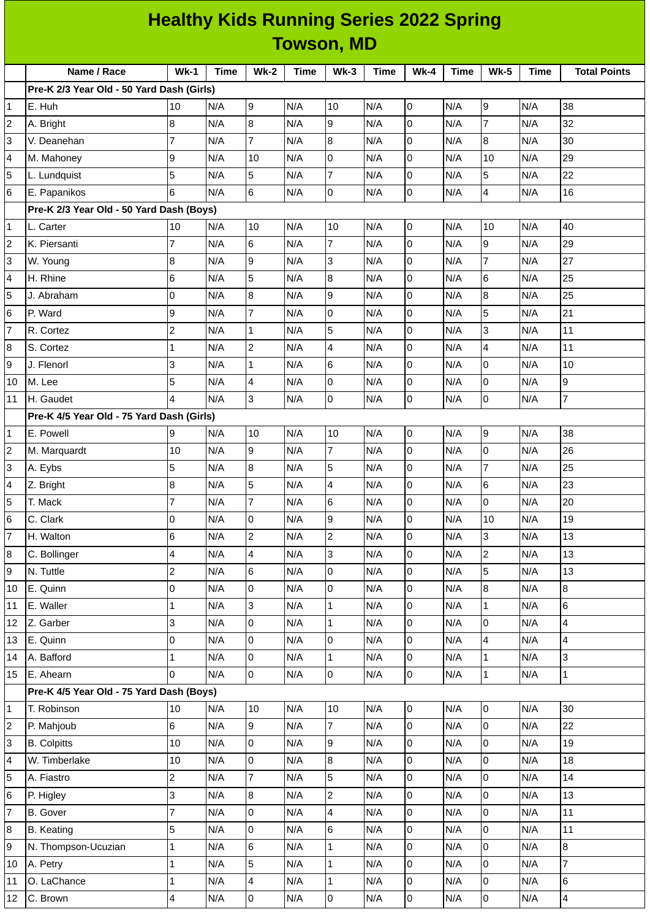# Healthy Kids Running Series 2022 Spring
## Towson, MD

| | Name / Race | Wk-1 | Time | Wk-2 | Time | Wk-3 | Time | Wk-4 | Time | Wk-5 | Time | Total Points |
|---|---|---|---|---|---|---|---|---|---|---|---|---|
| | **Pre-K 2/3 Year Old - 50 Yard Dash (Girls)** | | | | | | | | | | | |
| 1 | E. Huh | 10 | N/A | 9 | N/A | 10 | N/A | 0 | N/A | 9 | N/A | 38 |
| 2 | A. Bright | 8 | N/A | 8 | N/A | 9 | N/A | 0 | N/A | 7 | N/A | 32 |
| 3 | V. Deanehan | 7 | N/A | 7 | N/A | 8 | N/A | 0 | N/A | 8 | N/A | 30 |
| 4 | M. Mahoney | 9 | N/A | 10 | N/A | 0 | N/A | 0 | N/A | 10 | N/A | 29 |
| 5 | L. Lundquist | 5 | N/A | 5 | N/A | 7 | N/A | 0 | N/A | 5 | N/A | 22 |
| 6 | E. Papanikos | 6 | N/A | 6 | N/A | 0 | N/A | 0 | N/A | 4 | N/A | 16 |
| | **Pre-K 2/3 Year Old - 50 Yard Dash (Boys)** | | | | | | | | | | | |
| 1 | L. Carter | 10 | N/A | 10 | N/A | 10 | N/A | 0 | N/A | 10 | N/A | 40 |
| 2 | K. Piersanti | 7 | N/A | 6 | N/A | 7 | N/A | 0 | N/A | 9 | N/A | 29 |
| 3 | W. Young | 8 | N/A | 9 | N/A | 3 | N/A | 0 | N/A | 7 | N/A | 27 |
| 4 | H. Rhine | 6 | N/A | 5 | N/A | 8 | N/A | 0 | N/A | 6 | N/A | 25 |
| 5 | J. Abraham | 0 | N/A | 8 | N/A | 9 | N/A | 0 | N/A | 8 | N/A | 25 |
| 6 | P. Ward | 9 | N/A | 7 | N/A | 0 | N/A | 0 | N/A | 5 | N/A | 21 |
| 7 | R. Cortez | 2 | N/A | 1 | N/A | 5 | N/A | 0 | N/A | 3 | N/A | 11 |
| 8 | S. Cortez | 1 | N/A | 2 | N/A | 4 | N/A | 0 | N/A | 4 | N/A | 11 |
| 9 | J. Flenorl | 3 | N/A | 1 | N/A | 6 | N/A | 0 | N/A | 0 | N/A | 10 |
| 10 | M. Lee | 5 | N/A | 4 | N/A | 0 | N/A | 0 | N/A | 0 | N/A | 9 |
| 11 | H. Gaudet | 4 | N/A | 3 | N/A | 0 | N/A | 0 | N/A | 0 | N/A | 7 |
| | **Pre-K 4/5 Year Old - 75 Yard Dash (Girls)** | | | | | | | | | | | |
| 1 | E. Powell | 9 | N/A | 10 | N/A | 10 | N/A | 0 | N/A | 9 | N/A | 38 |
| 2 | M. Marquardt | 10 | N/A | 9 | N/A | 7 | N/A | 0 | N/A | 0 | N/A | 26 |
| 3 | A. Eybs | 5 | N/A | 8 | N/A | 5 | N/A | 0 | N/A | 7 | N/A | 25 |
| 4 | Z. Bright | 8 | N/A | 5 | N/A | 4 | N/A | 0 | N/A | 6 | N/A | 23 |
| 5 | T. Mack | 7 | N/A | 7 | N/A | 6 | N/A | 0 | N/A | 0 | N/A | 20 |
| 6 | C. Clark | 0 | N/A | 0 | N/A | 9 | N/A | 0 | N/A | 10 | N/A | 19 |
| 7 | H. Walton | 6 | N/A | 2 | N/A | 2 | N/A | 0 | N/A | 3 | N/A | 13 |
| 8 | C. Bollinger | 4 | N/A | 4 | N/A | 3 | N/A | 0 | N/A | 2 | N/A | 13 |
| 9 | N. Tuttle | 2 | N/A | 6 | N/A | 0 | N/A | 0 | N/A | 5 | N/A | 13 |
| 10 | E. Quinn | 0 | N/A | 0 | N/A | 0 | N/A | 0 | N/A | 8 | N/A | 8 |
| 11 | E. Waller | 1 | N/A | 3 | N/A | 1 | N/A | 0 | N/A | 1 | N/A | 6 |
| 12 | Z. Garber | 3 | N/A | 0 | N/A | 1 | N/A | 0 | N/A | 0 | N/A | 4 |
| 13 | E. Quinn | 0 | N/A | 0 | N/A | 0 | N/A | 0 | N/A | 4 | N/A | 4 |
| 14 | A. Bafford | 1 | N/A | 0 | N/A | 1 | N/A | 0 | N/A | 1 | N/A | 3 |
| 15 | E. Ahearn | 0 | N/A | 0 | N/A | 0 | N/A | 0 | N/A | 1 | N/A | 1 |
| | **Pre-K 4/5 Year Old - 75 Yard Dash (Boys)** | | | | | | | | | | | |
| 1 | T. Robinson | 10 | N/A | 10 | N/A | 10 | N/A | 0 | N/A | 0 | N/A | 30 |
| 2 | P. Mahjoub | 6 | N/A | 9 | N/A | 7 | N/A | 0 | N/A | 0 | N/A | 22 |
| 3 | B. Colpitts | 10 | N/A | 0 | N/A | 9 | N/A | 0 | N/A | 0 | N/A | 19 |
| 4 | W. Timberlake | 10 | N/A | 0 | N/A | 8 | N/A | 0 | N/A | 0 | N/A | 18 |
| 5 | A. Fiastro | 2 | N/A | 7 | N/A | 5 | N/A | 0 | N/A | 0 | N/A | 14 |
| 6 | P. Higley | 3 | N/A | 8 | N/A | 2 | N/A | 0 | N/A | 0 | N/A | 13 |
| 7 | B. Gover | 7 | N/A | 0 | N/A | 4 | N/A | 0 | N/A | 0 | N/A | 11 |
| 8 | B. Keating | 5 | N/A | 0 | N/A | 6 | N/A | 0 | N/A | 0 | N/A | 11 |
| 9 | N. Thompson-Ucuzian | 1 | N/A | 6 | N/A | 1 | N/A | 0 | N/A | 0 | N/A | 8 |
| 10 | A. Petry | 1 | N/A | 5 | N/A | 1 | N/A | 0 | N/A | 0 | N/A | 7 |
| 11 | O. LaChance | 1 | N/A | 4 | N/A | 1 | N/A | 0 | N/A | 0 | N/A | 6 |
| 12 | C. Brown | 4 | N/A | 0 | N/A | 0 | N/A | 0 | N/A | 0 | N/A | 4 |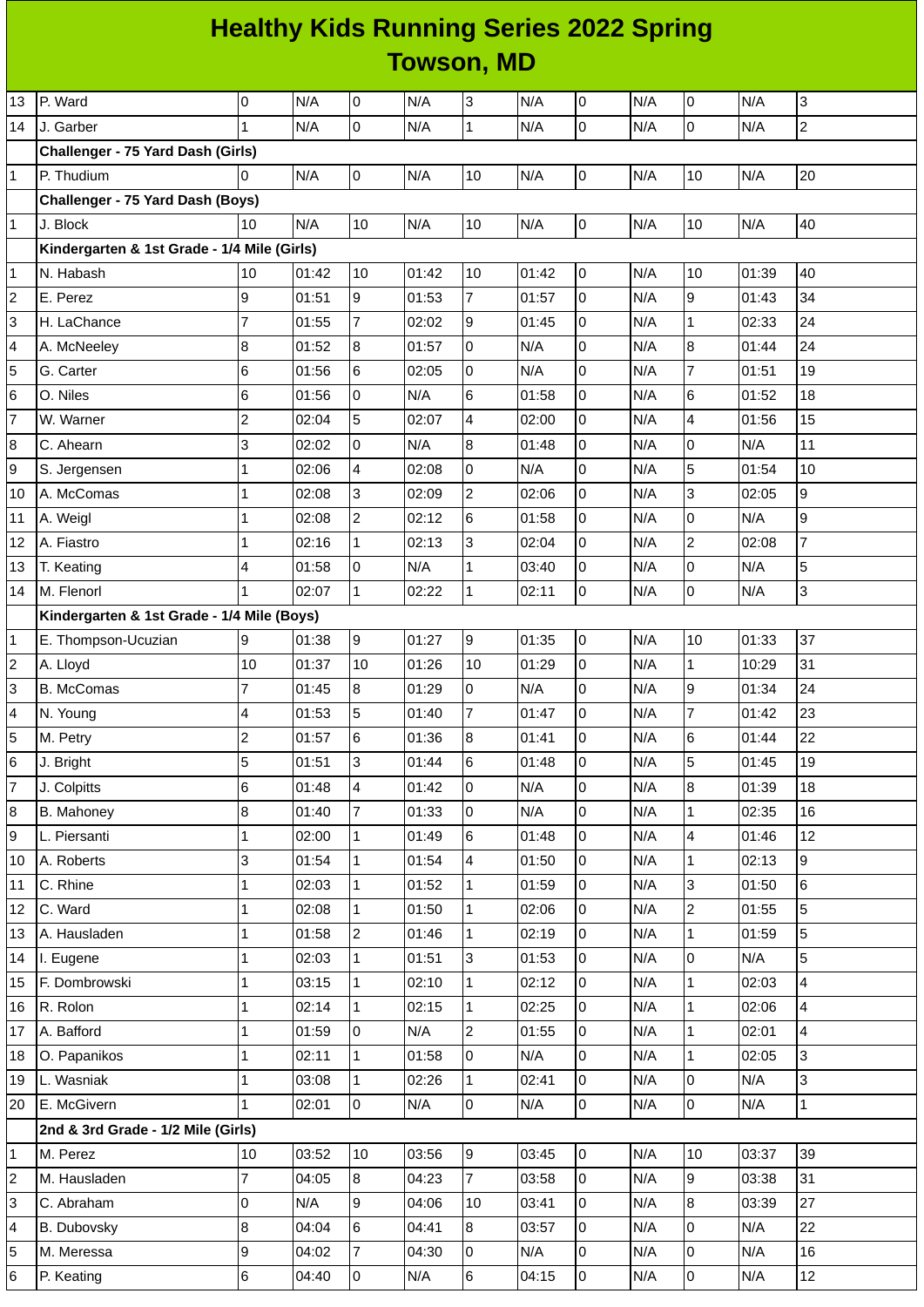# Healthy Kids Running Series 2022 Spring
## Towson, MD

| | | | | | | | | | | | | |
|---|---|---|---|---|---|---|---|---|---|---|---|---|
| 13 | P. Ward | 0 | N/A | 0 | N/A | 3 | N/A | 0 | N/A | 0 | N/A | 3 |
| 14 | J. Garber | 1 | N/A | 0 | N/A | 1 | N/A | 0 | N/A | 0 | N/A | 2 |
| | **Challenger - 75 Yard Dash (Girls)** | | | | | | | | | | | |
| 1 | P. Thudium | 0 | N/A | 0 | N/A | 10 | N/A | 0 | N/A | 10 | N/A | 20 |
| | **Challenger - 75 Yard Dash (Boys)** | | | | | | | | | | | |
| 1 | J. Block | 10 | N/A | 10 | N/A | 10 | N/A | 0 | N/A | 10 | N/A | 40 |
| | **Kindergarten & 1st Grade - 1/4 Mile (Girls)** | | | | | | | | | | | |
| 1 | N. Habash | 10 | 01:42 | 10 | 01:42 | 10 | 01:42 | 0 | N/A | 10 | 01:39 | 40 |
| 2 | E. Perez | 9 | 01:51 | 9 | 01:53 | 7 | 01:57 | 0 | N/A | 9 | 01:43 | 34 |
| 3 | H. LaChance | 7 | 01:55 | 7 | 02:02 | 9 | 01:45 | 0 | N/A | 1 | 02:33 | 24 |
| 4 | A. McNeeley | 8 | 01:52 | 8 | 01:57 | 0 | N/A | 0 | N/A | 8 | 01:44 | 24 |
| 5 | G. Carter | 6 | 01:56 | 6 | 02:05 | 0 | N/A | 0 | N/A | 7 | 01:51 | 19 |
| 6 | O. Niles | 6 | 01:56 | 0 | N/A | 6 | 01:58 | 0 | N/A | 6 | 01:52 | 18 |
| 7 | W. Warner | 2 | 02:04 | 5 | 02:07 | 4 | 02:00 | 0 | N/A | 4 | 01:56 | 15 |
| 8 | C. Ahearn | 3 | 02:02 | 0 | N/A | 8 | 01:48 | 0 | N/A | 0 | N/A | 11 |
| 9 | S. Jergensen | 1 | 02:06 | 4 | 02:08 | 0 | N/A | 0 | N/A | 5 | 01:54 | 10 |
| 10 | A. McComas | 1 | 02:08 | 3 | 02:09 | 2 | 02:06 | 0 | N/A | 3 | 02:05 | 9 |
| 11 | A. Weigl | 1 | 02:08 | 2 | 02:12 | 6 | 01:58 | 0 | N/A | 0 | N/A | 9 |
| 12 | A. Fiastro | 1 | 02:16 | 1 | 02:13 | 3 | 02:04 | 0 | N/A | 2 | 02:08 | 7 |
| 13 | T. Keating | 4 | 01:58 | 0 | N/A | 1 | 03:40 | 0 | N/A | 0 | N/A | 5 |
| 14 | M. Flenorl | 1 | 02:07 | 1 | 02:22 | 1 | 02:11 | 0 | N/A | 0 | N/A | 3 |
| | **Kindergarten & 1st Grade - 1/4 Mile (Boys)** | | | | | | | | | | | |
| 1 | E. Thompson-Ucuzian | 9 | 01:38 | 9 | 01:27 | 9 | 01:35 | 0 | N/A | 10 | 01:33 | 37 |
| 2 | A. Lloyd | 10 | 01:37 | 10 | 01:26 | 10 | 01:29 | 0 | N/A | 1 | 10:29 | 31 |
| 3 | B. McComas | 7 | 01:45 | 8 | 01:29 | 0 | N/A | 0 | N/A | 9 | 01:34 | 24 |
| 4 | N. Young | 4 | 01:53 | 5 | 01:40 | 7 | 01:47 | 0 | N/A | 7 | 01:42 | 23 |
| 5 | M. Petry | 2 | 01:57 | 6 | 01:36 | 8 | 01:41 | 0 | N/A | 6 | 01:44 | 22 |
| 6 | J. Bright | 5 | 01:51 | 3 | 01:44 | 6 | 01:48 | 0 | N/A | 5 | 01:45 | 19 |
| 7 | J. Colpitts | 6 | 01:48 | 4 | 01:42 | 0 | N/A | 0 | N/A | 8 | 01:39 | 18 |
| 8 | B. Mahoney | 8 | 01:40 | 7 | 01:33 | 0 | N/A | 0 | N/A | 1 | 02:35 | 16 |
| 9 | L. Piersanti | 1 | 02:00 | 1 | 01:49 | 6 | 01:48 | 0 | N/A | 4 | 01:46 | 12 |
| 10 | A. Roberts | 3 | 01:54 | 1 | 01:54 | 4 | 01:50 | 0 | N/A | 1 | 02:13 | 9 |
| 11 | C. Rhine | 1 | 02:03 | 1 | 01:52 | 1 | 01:59 | 0 | N/A | 3 | 01:50 | 6 |
| 12 | C. Ward | 1 | 02:08 | 1 | 01:50 | 1 | 02:06 | 0 | N/A | 2 | 01:55 | 5 |
| 13 | A. Hausladen | 1 | 01:58 | 2 | 01:46 | 1 | 02:19 | 0 | N/A | 1 | 01:59 | 5 |
| 14 | I. Eugene | 1 | 02:03 | 1 | 01:51 | 3 | 01:53 | 0 | N/A | 0 | N/A | 5 |
| 15 | F. Dombrowski | 1 | 03:15 | 1 | 02:10 | 1 | 02:12 | 0 | N/A | 1 | 02:03 | 4 |
| 16 | R. Rolon | 1 | 02:14 | 1 | 02:15 | 1 | 02:25 | 0 | N/A | 1 | 02:06 | 4 |
| 17 | A. Bafford | 1 | 01:59 | 0 | N/A | 2 | 01:55 | 0 | N/A | 1 | 02:01 | 4 |
| 18 | O. Papanikos | 1 | 02:11 | 1 | 01:58 | 0 | N/A | 0 | N/A | 1 | 02:05 | 3 |
| 19 | L. Wasniak | 1 | 03:08 | 1 | 02:26 | 1 | 02:41 | 0 | N/A | 0 | N/A | 3 |
| 20 | E. McGivern | 1 | 02:01 | 0 | N/A | 0 | N/A | 0 | N/A | 0 | N/A | 1 |
| | **2nd & 3rd Grade - 1/2 Mile (Girls)** | | | | | | | | | | | |
| 1 | M. Perez | 10 | 03:52 | 10 | 03:56 | 9 | 03:45 | 0 | N/A | 10 | 03:37 | 39 |
| 2 | M. Hausladen | 7 | 04:05 | 8 | 04:23 | 7 | 03:58 | 0 | N/A | 9 | 03:38 | 31 |
| 3 | C. Abraham | 0 | N/A | 9 | 04:06 | 10 | 03:41 | 0 | N/A | 8 | 03:39 | 27 |
| 4 | B. Dubovsky | 8 | 04:04 | 6 | 04:41 | 8 | 03:57 | 0 | N/A | 0 | N/A | 22 |
| 5 | M. Meressa | 9 | 04:02 | 7 | 04:30 | 0 | N/A | 0 | N/A | 0 | N/A | 16 |
| 6 | P. Keating | 6 | 04:40 | 0 | N/A | 6 | 04:15 | 0 | N/A | 0 | N/A | 12 |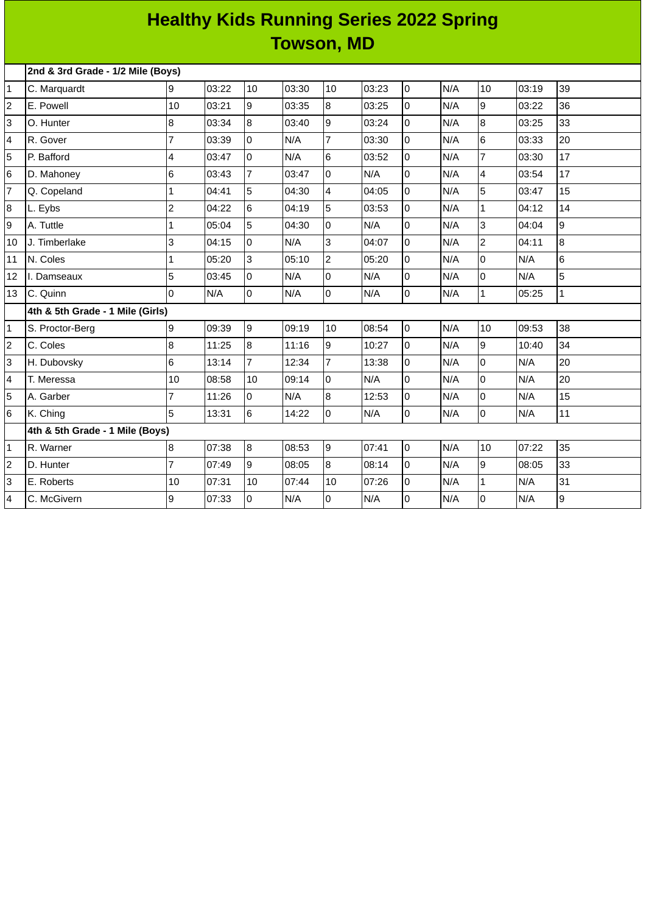# Healthy Kids Running Series 2022 Spring
## Towson, MD

| | | | | | | | | | | | | |
|---|---|---|---|---|---|---|---|---|---|---|---|---|
| | **2nd & 3rd Grade - 1/2 Mile (Boys)** | | | | | | | | | | | |
| 1 | C. Marquardt | 9 | 03:22 | 10 | 03:30 | 10 | 03:23 | 0 | N/A | 10 | 03:19 | 39 |
| 2 | E. Powell | 10 | 03:21 | 9 | 03:35 | 8 | 03:25 | 0 | N/A | 9 | 03:22 | 36 |
| 3 | O. Hunter | 8 | 03:34 | 8 | 03:40 | 9 | 03:24 | 0 | N/A | 8 | 03:25 | 33 |
| 4 | R. Gover | 7 | 03:39 | 0 | N/A | 7 | 03:30 | 0 | N/A | 6 | 03:33 | 20 |
| 5 | P. Bafford | 4 | 03:47 | 0 | N/A | 6 | 03:52 | 0 | N/A | 7 | 03:30 | 17 |
| 6 | D. Mahoney | 6 | 03:43 | 7 | 03:47 | 0 | N/A | 0 | N/A | 4 | 03:54 | 17 |
| 7 | Q. Copeland | 1 | 04:41 | 5 | 04:30 | 4 | 04:05 | 0 | N/A | 5 | 03:47 | 15 |
| 8 | L. Eybs | 2 | 04:22 | 6 | 04:19 | 5 | 03:53 | 0 | N/A | 1 | 04:12 | 14 |
| 9 | A. Tuttle | 1 | 05:04 | 5 | 04:30 | 0 | N/A | 0 | N/A | 3 | 04:04 | 9 |
| 10 | J. Timberlake | 3 | 04:15 | 0 | N/A | 3 | 04:07 | 0 | N/A | 2 | 04:11 | 8 |
| 11 | N. Coles | 1 | 05:20 | 3 | 05:10 | 2 | 05:20 | 0 | N/A | 0 | N/A | 6 |
| 12 | I. Damseaux | 5 | 03:45 | 0 | N/A | 0 | N/A | 0 | N/A | 0 | N/A | 5 |
| 13 | C. Quinn | 0 | N/A | 0 | N/A | 0 | N/A | 0 | N/A | 1 | 05:25 | 1 |
| | **4th & 5th Grade - 1 Mile (Girls)** | | | | | | | | | | | |
| 1 | S. Proctor-Berg | 9 | 09:39 | 9 | 09:19 | 10 | 08:54 | 0 | N/A | 10 | 09:53 | 38 |
| 2 | C. Coles | 8 | 11:25 | 8 | 11:16 | 9 | 10:27 | 0 | N/A | 9 | 10:40 | 34 |
| 3 | H. Dubovsky | 6 | 13:14 | 7 | 12:34 | 7 | 13:38 | 0 | N/A | 0 | N/A | 20 |
| 4 | T. Meressa | 10 | 08:58 | 10 | 09:14 | 0 | N/A | 0 | N/A | 0 | N/A | 20 |
| 5 | A. Garber | 7 | 11:26 | 0 | N/A | 8 | 12:53 | 0 | N/A | 0 | N/A | 15 |
| 6 | K. Ching | 5 | 13:31 | 6 | 14:22 | 0 | N/A | 0 | N/A | 0 | N/A | 11 |
| | **4th & 5th Grade - 1 Mile (Boys)** | | | | | | | | | | | |
| 1 | R. Warner | 8 | 07:38 | 8 | 08:53 | 9 | 07:41 | 0 | N/A | 10 | 07:22 | 35 |
| 2 | D. Hunter | 7 | 07:49 | 9 | 08:05 | 8 | 08:14 | 0 | N/A | 9 | 08:05 | 33 |
| 3 | E. Roberts | 10 | 07:31 | 10 | 07:44 | 10 | 07:26 | 0 | N/A | 1 | N/A | 31 |
| 4 | C. McGivern | 9 | 07:33 | 0 | N/A | 0 | N/A | 0 | N/A | 0 | N/A | 9 |